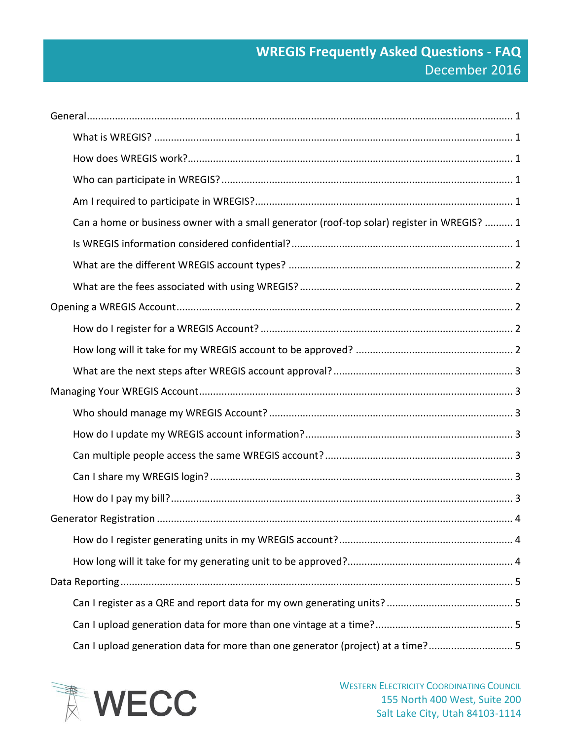# WREGIS Frequently Asked Questions - FAQ

December 2016

- General ..... 1
  - What is WREGIS? ..... 1
  - How does WREGIS work? ..... 1
  - Who can participate in WREGIS? ..... 1
  - Am I required to participate in WREGIS? ..... 1
  - Can a home or business owner with a small generator (roof-top solar) register in WREGIS? ..... 1
  - Is WREGIS information considered confidential? ..... 1
  - What are the different WREGIS account types? ..... 2
  - What are the fees associated with using WREGIS? ..... 2
- Opening a WREGIS Account ..... 2
  - How do I register for a WREGIS Account? ..... 2
  - How long will it take for my WREGIS account to be approved? ..... 2
  - What are the next steps after WREGIS account approval? ..... 3
- Managing Your WREGIS Account ..... 3
  - Who should manage my WREGIS Account? ..... 3
  - How do I update my WREGIS account information? ..... 3
  - Can multiple people access the same WREGIS account? ..... 3
  - Can I share my WREGIS login? ..... 3
  - How do I pay my bill? ..... 3
- Generator Registration ..... 4
  - How do I register generating units in my WREGIS account? ..... 4
  - How long will it take for my generating unit to be approved? ..... 4
- Data Reporting ..... 5
  - Can I register as a QRE and report data for my own generating units? ..... 5
  - Can I upload generation data for more than one vintage at a time? ..... 5
  - Can I upload generation data for more than one generator (project) at a time? ..... 5

WECC

Western Electricity Coordinating Council
155 North 400 West, Suite 200
Salt Lake City, Utah 84103-1114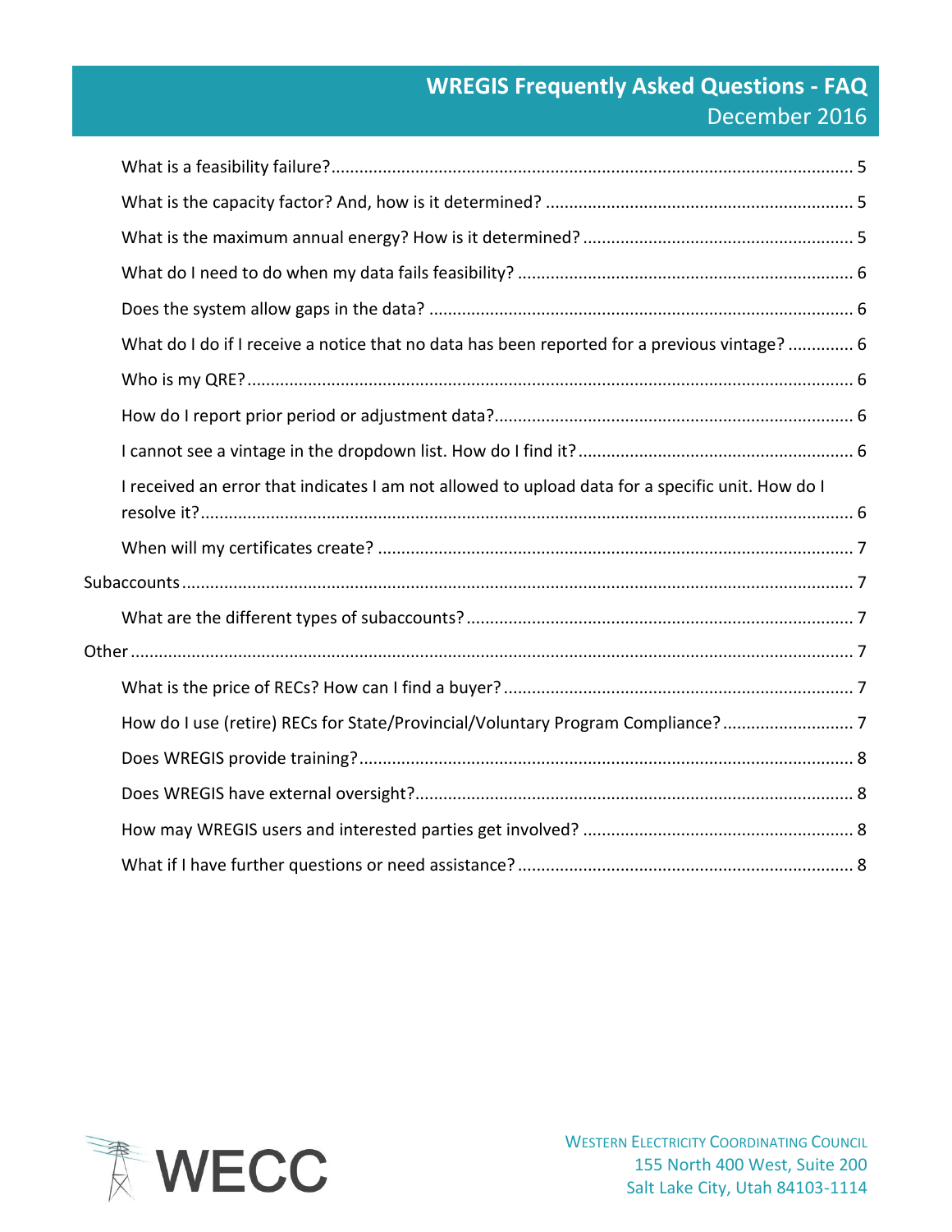What is a feasibility failure? ..... 5

What is the capacity factor? And, how is it determined? ..... 5

What is the maximum annual energy? How is it determined? ..... 5

What do I need to do when my data fails feasibility? ..... 6

Does the system allow gaps in the data? ..... 6

What do I do if I receive a notice that no data has been reported for a previous vintage? ..... 6

Who is my QRE? ..... 6

How do I report prior period or adjustment data? ..... 6

I cannot see a vintage in the dropdown list. How do I find it? ..... 6

I received an error that indicates I am not allowed to upload data for a specific unit. How do I resolve it? ..... 6

When will my certificates create? ..... 7

Subaccounts ..... 7

What are the different types of subaccounts? ..... 7

Other ..... 7

What is the price of RECs? How can I find a buyer? ..... 7

How do I use (retire) RECs for State/Provincial/Voluntary Program Compliance? ..... 7

Does WREGIS provide training? ..... 8

Does WREGIS have external oversight? ..... 8

How may WREGIS users and interested parties get involved? ..... 8

What if I have further questions or need assistance? ..... 8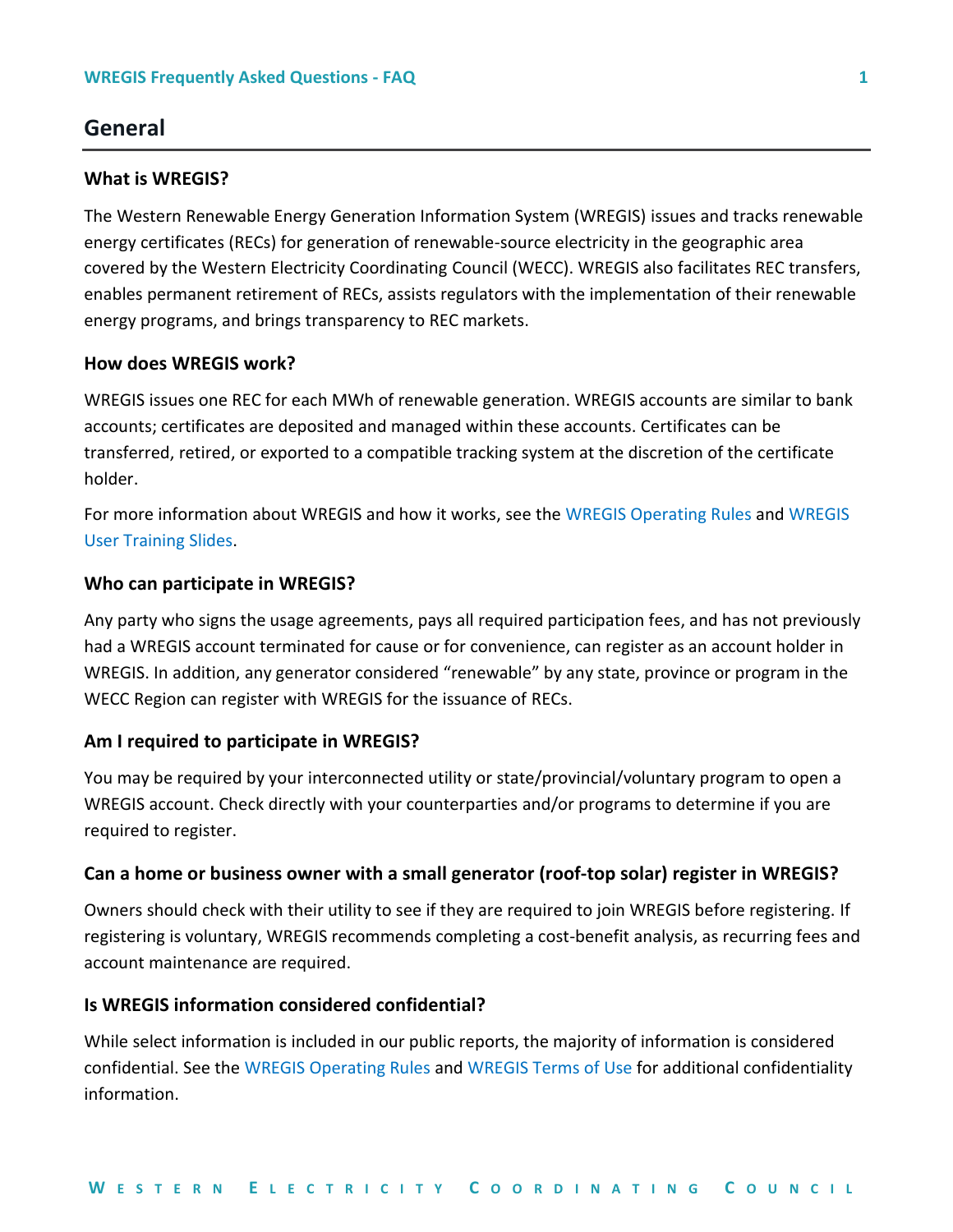## General

### What is WREGIS?

The Western Renewable Energy Generation Information System (WREGIS) issues and tracks renewable energy certificates (RECs) for generation of renewable-source electricity in the geographic area covered by the Western Electricity Coordinating Council (WECC). WREGIS also facilitates REC transfers, enables permanent retirement of RECs, assists regulators with the implementation of their renewable energy programs, and brings transparency to REC markets.

### How does WREGIS work?

WREGIS issues one REC for each MWh of renewable generation. WREGIS accounts are similar to bank accounts; certificates are deposited and managed within these accounts. Certificates can be transferred, retired, or exported to a compatible tracking system at the discretion of the certificate holder.

For more information about WREGIS and how it works, see the WREGIS Operating Rules and WREGIS User Training Slides.

### Who can participate in WREGIS?

Any party who signs the usage agreements, pays all required participation fees, and has not previously had a WREGIS account terminated for cause or for convenience, can register as an account holder in WREGIS. In addition, any generator considered "renewable" by any state, province or program in the WECC Region can register with WREGIS for the issuance of RECs.

### Am I required to participate in WREGIS?

You may be required by your interconnected utility or state/provincial/voluntary program to open a WREGIS account. Check directly with your counterparties and/or programs to determine if you are required to register.

### Can a home or business owner with a small generator (roof-top solar) register in WREGIS?

Owners should check with their utility to see if they are required to join WREGIS before registering. If registering is voluntary, WREGIS recommends completing a cost-benefit analysis, as recurring fees and account maintenance are required.

### Is WREGIS information considered confidential?

While select information is included in our public reports, the majority of information is considered confidential. See the WREGIS Operating Rules and WREGIS Terms of Use for additional confidentiality information.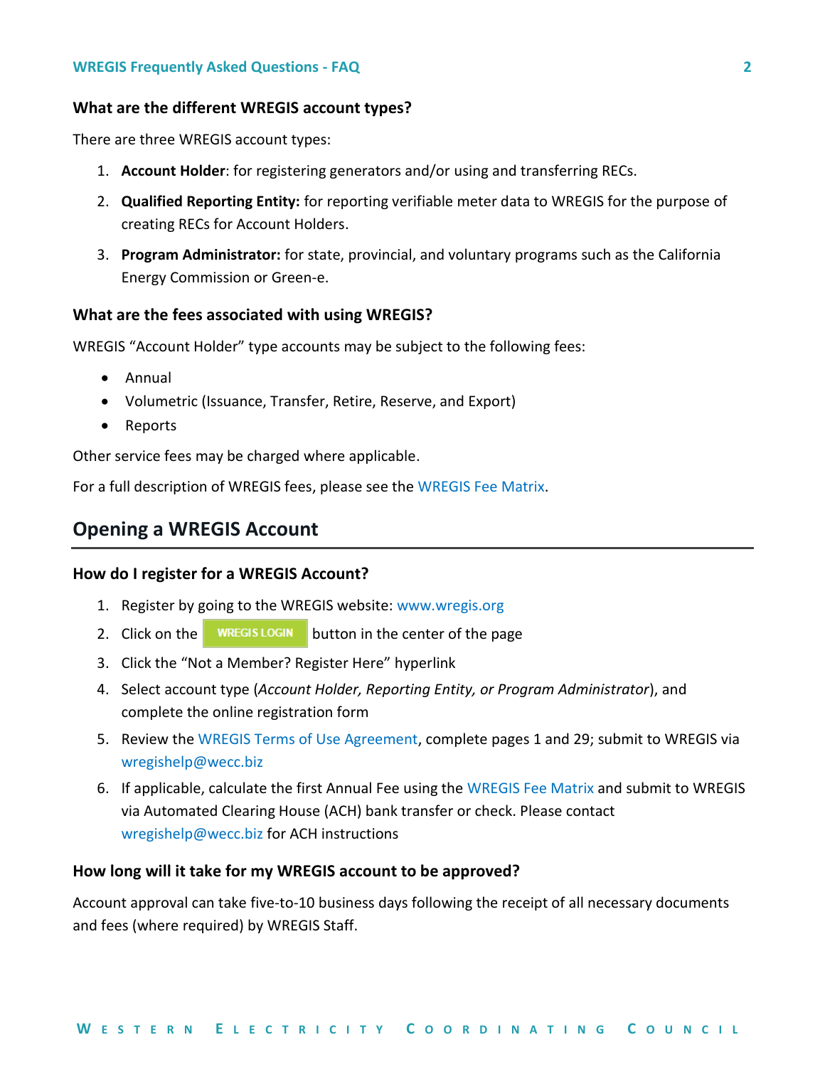### What are the different WREGIS account types?

There are three WREGIS account types:

1. **Account Holder**: for registering generators and/or using and transferring RECs.
2. **Qualified Reporting Entity:** for reporting verifiable meter data to WREGIS for the purpose of creating RECs for Account Holders.
3. **Program Administrator:** for state, provincial, and voluntary programs such as the California Energy Commission or Green-e.

### What are the fees associated with using WREGIS?

WREGIS "Account Holder" type accounts may be subject to the following fees:

- Annual
- Volumetric (Issuance, Transfer, Retire, Reserve, and Export)
- Reports

Other service fees may be charged where applicable.

For a full description of WREGIS fees, please see the WREGIS Fee Matrix.

## Opening a WREGIS Account

### How do I register for a WREGIS Account?

1. Register by going to the WREGIS website: www.wregis.org
2. Click on the WREGIS LOGIN button in the center of the page
3. Click the "Not a Member? Register Here" hyperlink
4. Select account type (*Account Holder, Reporting Entity, or Program Administrator*), and complete the online registration form
5. Review the WREGIS Terms of Use Agreement, complete pages 1 and 29; submit to WREGIS via wregishelp@wecc.biz
6. If applicable, calculate the first Annual Fee using the WREGIS Fee Matrix and submit to WREGIS via Automated Clearing House (ACH) bank transfer or check. Please contact wregishelp@wecc.biz for ACH instructions

### How long will it take for my WREGIS account to be approved?

Account approval can take five-to-10 business days following the receipt of all necessary documents and fees (where required) by WREGIS Staff.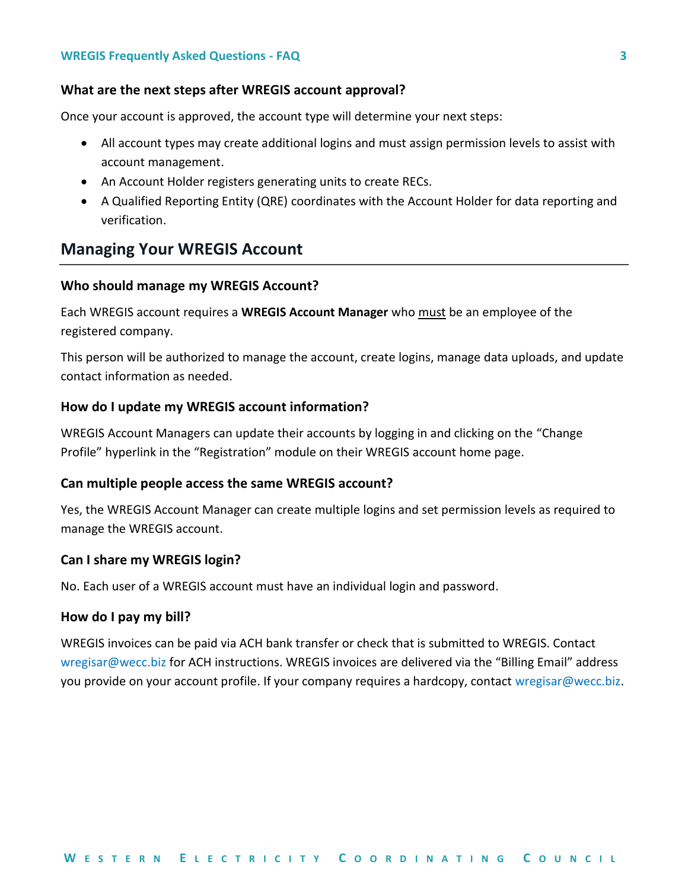### What are the next steps after WREGIS account approval?

Once your account is approved, the account type will determine your next steps:

- All account types may create additional logins and must assign permission levels to assist with account management.
- An Account Holder registers generating units to create RECs.
- A Qualified Reporting Entity (QRE) coordinates with the Account Holder for data reporting and verification.

## Managing Your WREGIS Account

### Who should manage my WREGIS Account?

Each WREGIS account requires a **WREGIS Account Manager** who <u>must</u> be an employee of the registered company.

This person will be authorized to manage the account, create logins, manage data uploads, and update contact information as needed.

### How do I update my WREGIS account information?

WREGIS Account Managers can update their accounts by logging in and clicking on the "Change Profile" hyperlink in the "Registration" module on their WREGIS account home page.

### Can multiple people access the same WREGIS account?

Yes, the WREGIS Account Manager can create multiple logins and set permission levels as required to manage the WREGIS account.

### Can I share my WREGIS login?

No. Each user of a WREGIS account must have an individual login and password.

### How do I pay my bill?

WREGIS invoices can be paid via ACH bank transfer or check that is submitted to WREGIS. Contact wregisar@wecc.biz for ACH instructions. WREGIS invoices are delivered via the "Billing Email" address you provide on your account profile. If your company requires a hardcopy, contact wregisar@wecc.biz.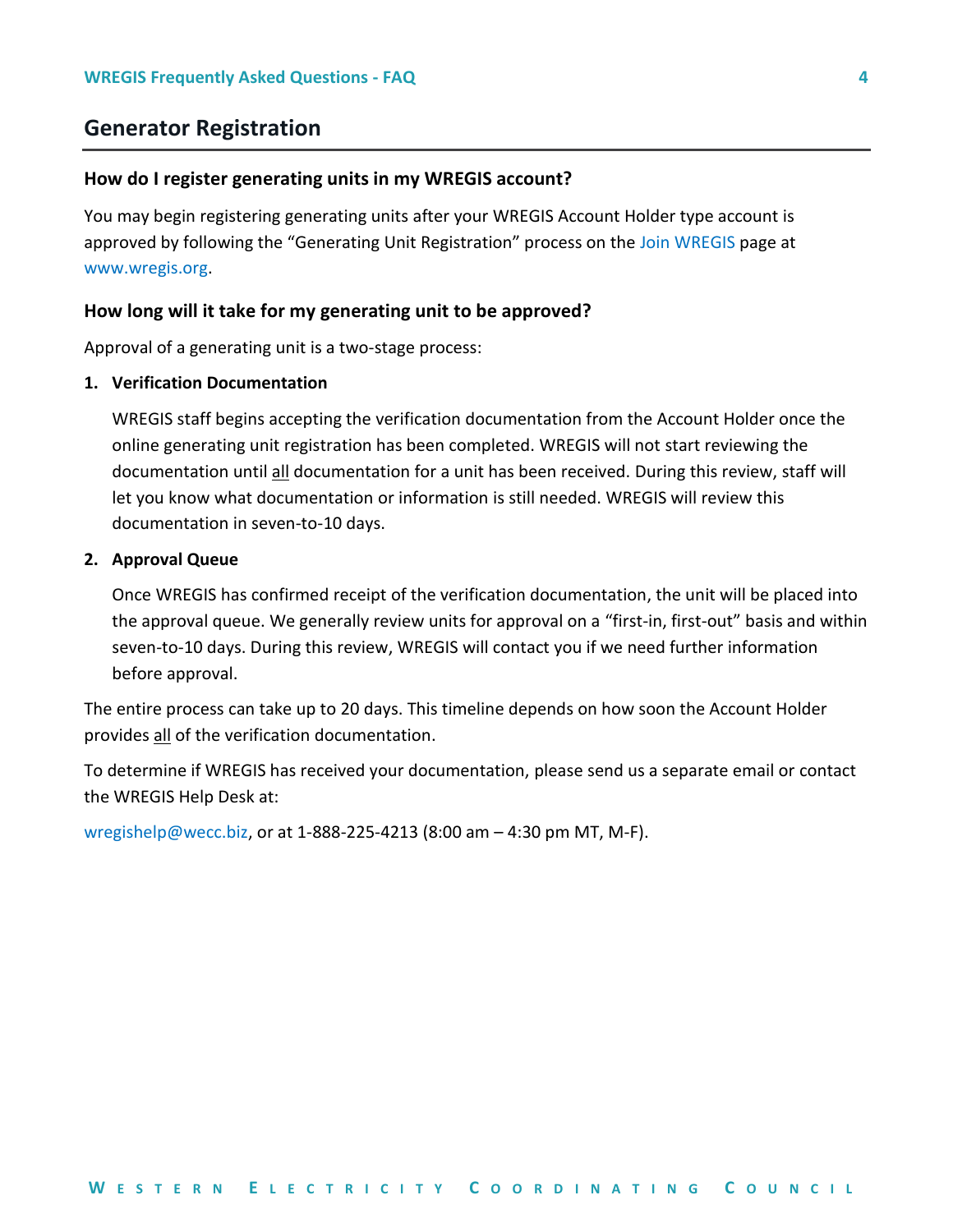## Generator Registration

### How do I register generating units in my WREGIS account?

You may begin registering generating units after your WREGIS Account Holder type account is approved by following the "Generating Unit Registration" process on the Join WREGIS page at www.wregis.org.

### How long will it take for my generating unit to be approved?

Approval of a generating unit is a two-stage process:

1. **Verification Documentation**

   WREGIS staff begins accepting the verification documentation from the Account Holder once the online generating unit registration has been completed. WREGIS will not start reviewing the documentation until all documentation for a unit has been received. During this review, staff will let you know what documentation or information is still needed. WREGIS will review this documentation in seven-to-10 days.

2. **Approval Queue**

   Once WREGIS has confirmed receipt of the verification documentation, the unit will be placed into the approval queue. We generally review units for approval on a "first-in, first-out" basis and within seven-to-10 days. During this review, WREGIS will contact you if we need further information before approval.

The entire process can take up to 20 days. This timeline depends on how soon the Account Holder provides all of the verification documentation.

To determine if WREGIS has received your documentation, please send us a separate email or contact the WREGIS Help Desk at:

wregishelp@wecc.biz, or at 1-888-225-4213 (8:00 am – 4:30 pm MT, M-F).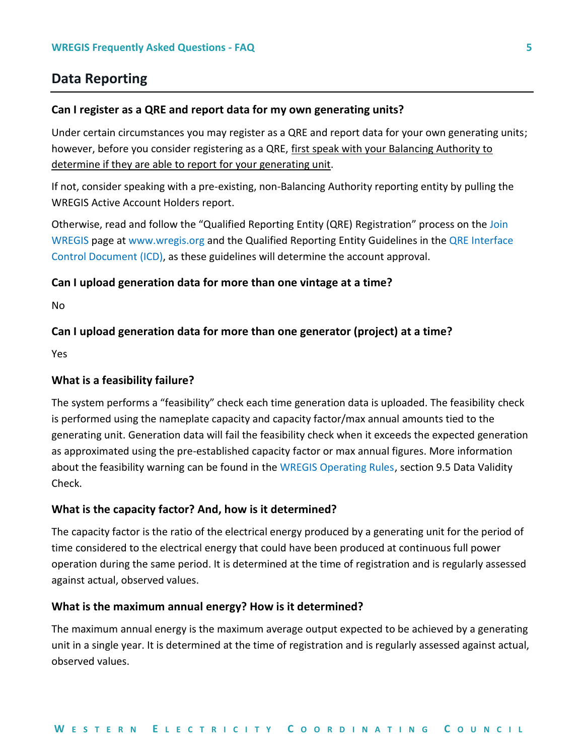## Data Reporting

### Can I register as a QRE and report data for my own generating units?

Under certain circumstances you may register as a QRE and report data for your own generating units; however, before you consider registering as a QRE, <u>first speak with your Balancing Authority to determine if they are able to report for your generating unit</u>.

If not, consider speaking with a pre-existing, non-Balancing Authority reporting entity by pulling the WREGIS Active Account Holders report.

Otherwise, read and follow the "Qualified Reporting Entity (QRE) Registration" process on the Join WREGIS page at www.wregis.org and the Qualified Reporting Entity Guidelines in the QRE Interface Control Document (ICD), as these guidelines will determine the account approval.

### Can I upload generation data for more than one vintage at a time?

No

### Can I upload generation data for more than one generator (project) at a time?

Yes

### What is a feasibility failure?

The system performs a "feasibility" check each time generation data is uploaded. The feasibility check is performed using the nameplate capacity and capacity factor/max annual amounts tied to the generating unit. Generation data will fail the feasibility check when it exceeds the expected generation as approximated using the pre-established capacity factor or max annual figures. More information about the feasibility warning can be found in the WREGIS Operating Rules, section 9.5 Data Validity Check.

### What is the capacity factor? And, how is it determined?

The capacity factor is the ratio of the electrical energy produced by a generating unit for the period of time considered to the electrical energy that could have been produced at continuous full power operation during the same period. It is determined at the time of registration and is regularly assessed against actual, observed values.

### What is the maximum annual energy? How is it determined?

The maximum annual energy is the maximum average output expected to be achieved by a generating unit in a single year. It is determined at the time of registration and is regularly assessed against actual, observed values.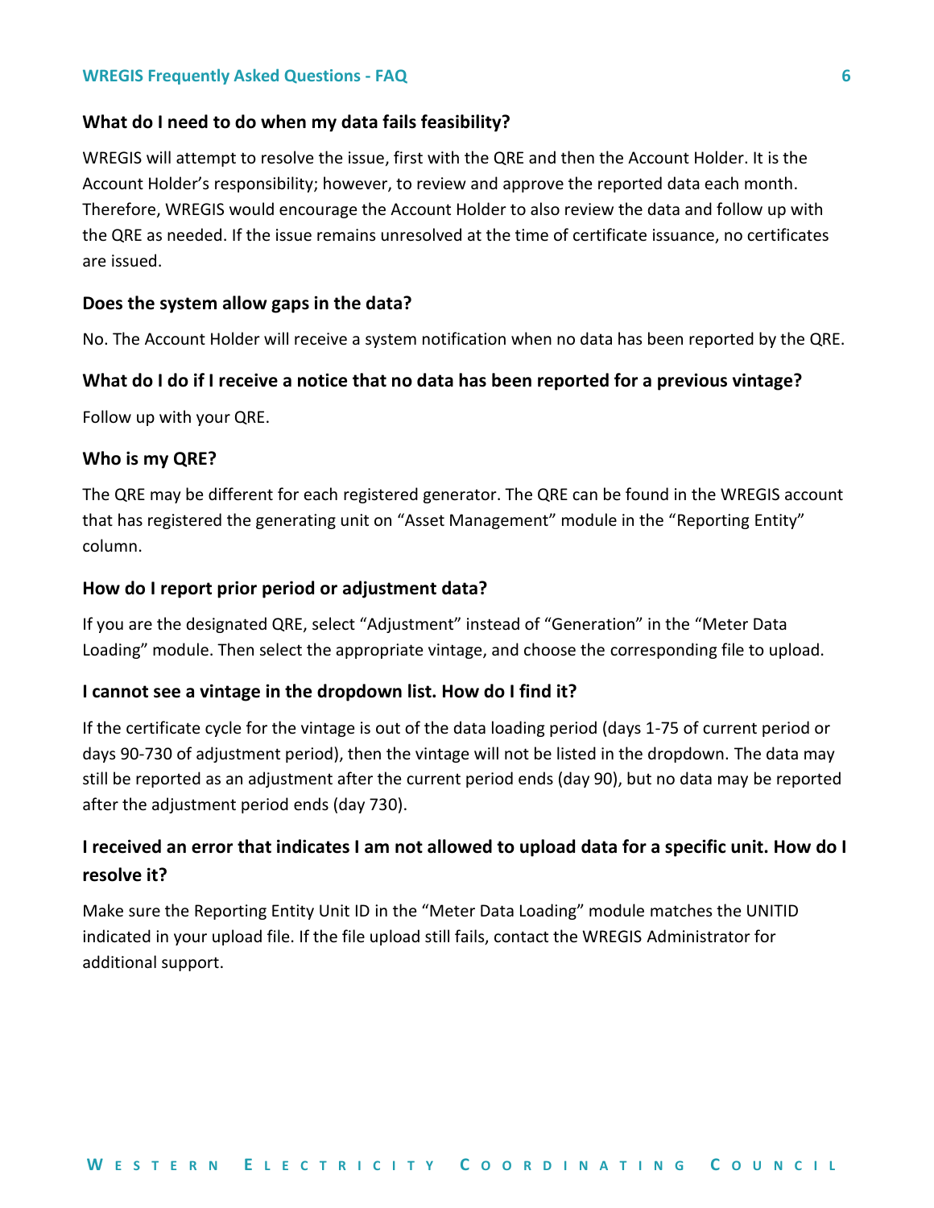### What do I need to do when my data fails feasibility?

WREGIS will attempt to resolve the issue, first with the QRE and then the Account Holder. It is the Account Holder's responsibility; however, to review and approve the reported data each month. Therefore, WREGIS would encourage the Account Holder to also review the data and follow up with the QRE as needed. If the issue remains unresolved at the time of certificate issuance, no certificates are issued.

### Does the system allow gaps in the data?

No. The Account Holder will receive a system notification when no data has been reported by the QRE.

### What do I do if I receive a notice that no data has been reported for a previous vintage?

Follow up with your QRE.

### Who is my QRE?

The QRE may be different for each registered generator. The QRE can be found in the WREGIS account that has registered the generating unit on "Asset Management" module in the "Reporting Entity" column.

### How do I report prior period or adjustment data?

If you are the designated QRE, select "Adjustment" instead of "Generation" in the "Meter Data Loading" module. Then select the appropriate vintage, and choose the corresponding file to upload.

### I cannot see a vintage in the dropdown list. How do I find it?

If the certificate cycle for the vintage is out of the data loading period (days 1-75 of current period or days 90-730 of adjustment period), then the vintage will not be listed in the dropdown. The data may still be reported as an adjustment after the current period ends (day 90), but no data may be reported after the adjustment period ends (day 730).

### I received an error that indicates I am not allowed to upload data for a specific unit. How do I resolve it?

Make sure the Reporting Entity Unit ID in the "Meter Data Loading" module matches the UNITID indicated in your upload file. If the file upload still fails, contact the WREGIS Administrator for additional support.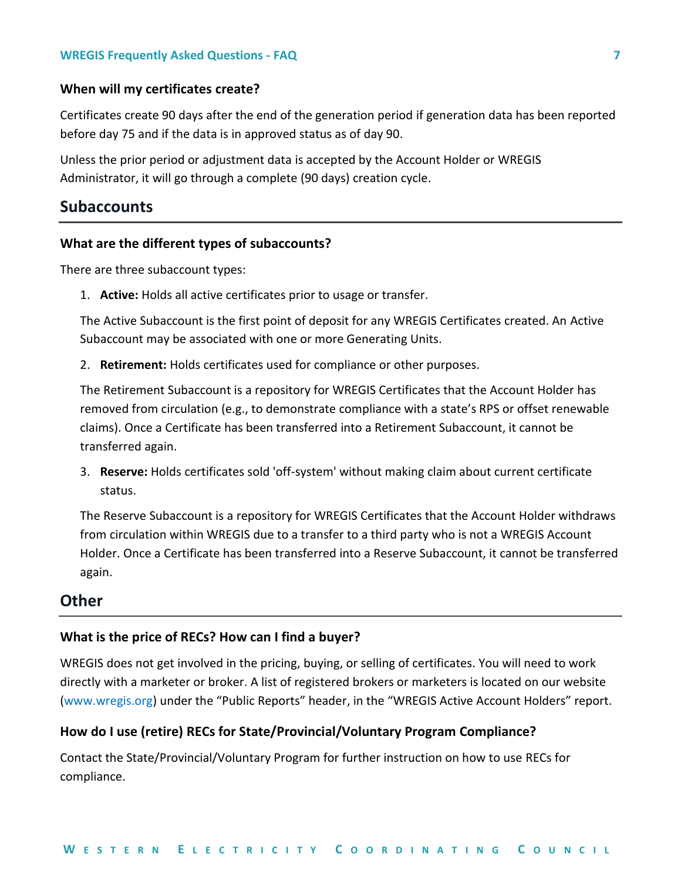### When will my certificates create?

Certificates create 90 days after the end of the generation period if generation data has been reported before day 75 and if the data is in approved status as of day 90.

Unless the prior period or adjustment data is accepted by the Account Holder or WREGIS Administrator, it will go through a complete (90 days) creation cycle.

## Subaccounts

### What are the different types of subaccounts?

There are three subaccount types:

1. **Active:** Holds all active certificates prior to usage or transfer.

   The Active Subaccount is the first point of deposit for any WREGIS Certificates created. An Active Subaccount may be associated with one or more Generating Units.

2. **Retirement:** Holds certificates used for compliance or other purposes.

   The Retirement Subaccount is a repository for WREGIS Certificates that the Account Holder has removed from circulation (e.g., to demonstrate compliance with a state's RPS or offset renewable claims). Once a Certificate has been transferred into a Retirement Subaccount, it cannot be transferred again.

3. **Reserve:** Holds certificates sold 'off-system' without making claim about current certificate status.

   The Reserve Subaccount is a repository for WREGIS Certificates that the Account Holder withdraws from circulation within WREGIS due to a transfer to a third party who is not a WREGIS Account Holder. Once a Certificate has been transferred into a Reserve Subaccount, it cannot be transferred again.

## Other

### What is the price of RECs? How can I find a buyer?

WREGIS does not get involved in the pricing, buying, or selling of certificates. You will need to work directly with a marketer or broker. A list of registered brokers or marketers is located on our website (www.wregis.org) under the "Public Reports" header, in the "WREGIS Active Account Holders" report.

### How do I use (retire) RECs for State/Provincial/Voluntary Program Compliance?

Contact the State/Provincial/Voluntary Program for further instruction on how to use RECs for compliance.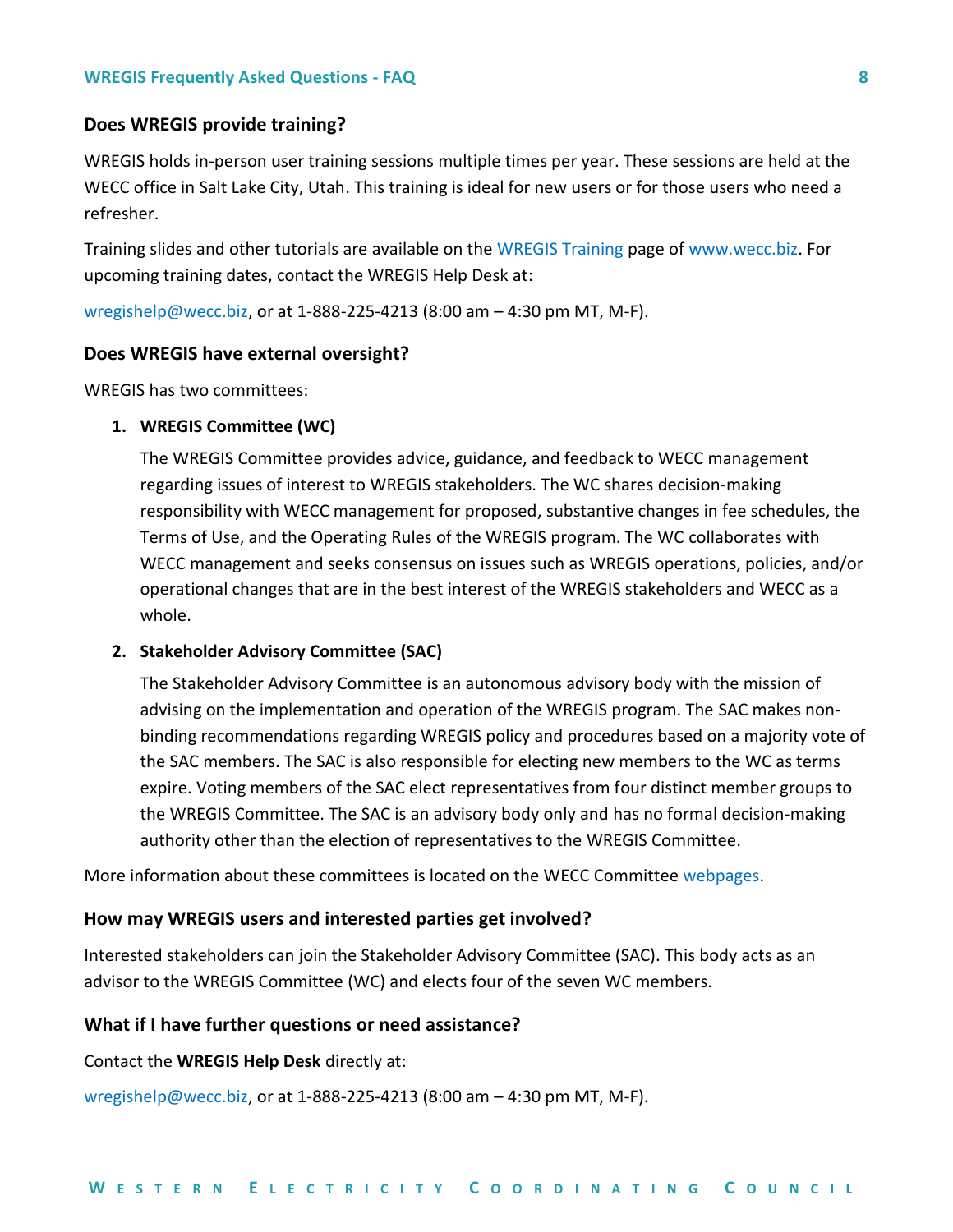### Does WREGIS provide training?

WREGIS holds in-person user training sessions multiple times per year. These sessions are held at the WECC office in Salt Lake City, Utah. This training is ideal for new users or for those users who need a refresher.

Training slides and other tutorials are available on the WREGIS Training page of www.wecc.biz. For upcoming training dates, contact the WREGIS Help Desk at:

wregishelp@wecc.biz, or at 1-888-225-4213 (8:00 am – 4:30 pm MT, M-F).

### Does WREGIS have external oversight?

WREGIS has two committees:

1. **WREGIS Committee (WC)**

   The WREGIS Committee provides advice, guidance, and feedback to WECC management regarding issues of interest to WREGIS stakeholders. The WC shares decision-making responsibility with WECC management for proposed, substantive changes in fee schedules, the Terms of Use, and the Operating Rules of the WREGIS program. The WC collaborates with WECC management and seeks consensus on issues such as WREGIS operations, policies, and/or operational changes that are in the best interest of the WREGIS stakeholders and WECC as a whole.

2. **Stakeholder Advisory Committee (SAC)**

   The Stakeholder Advisory Committee is an autonomous advisory body with the mission of advising on the implementation and operation of the WREGIS program. The SAC makes non-binding recommendations regarding WREGIS policy and procedures based on a majority vote of the SAC members. The SAC is also responsible for electing new members to the WC as terms expire. Voting members of the SAC elect representatives from four distinct member groups to the WREGIS Committee. The SAC is an advisory body only and has no formal decision-making authority other than the election of representatives to the WREGIS Committee.

More information about these committees is located on the WECC Committee webpages.

### How may WREGIS users and interested parties get involved?

Interested stakeholders can join the Stakeholder Advisory Committee (SAC). This body acts as an advisor to the WREGIS Committee (WC) and elects four of the seven WC members.

### What if I have further questions or need assistance?

Contact the **WREGIS Help Desk** directly at:

wregishelp@wecc.biz, or at 1-888-225-4213 (8:00 am – 4:30 pm MT, M-F).